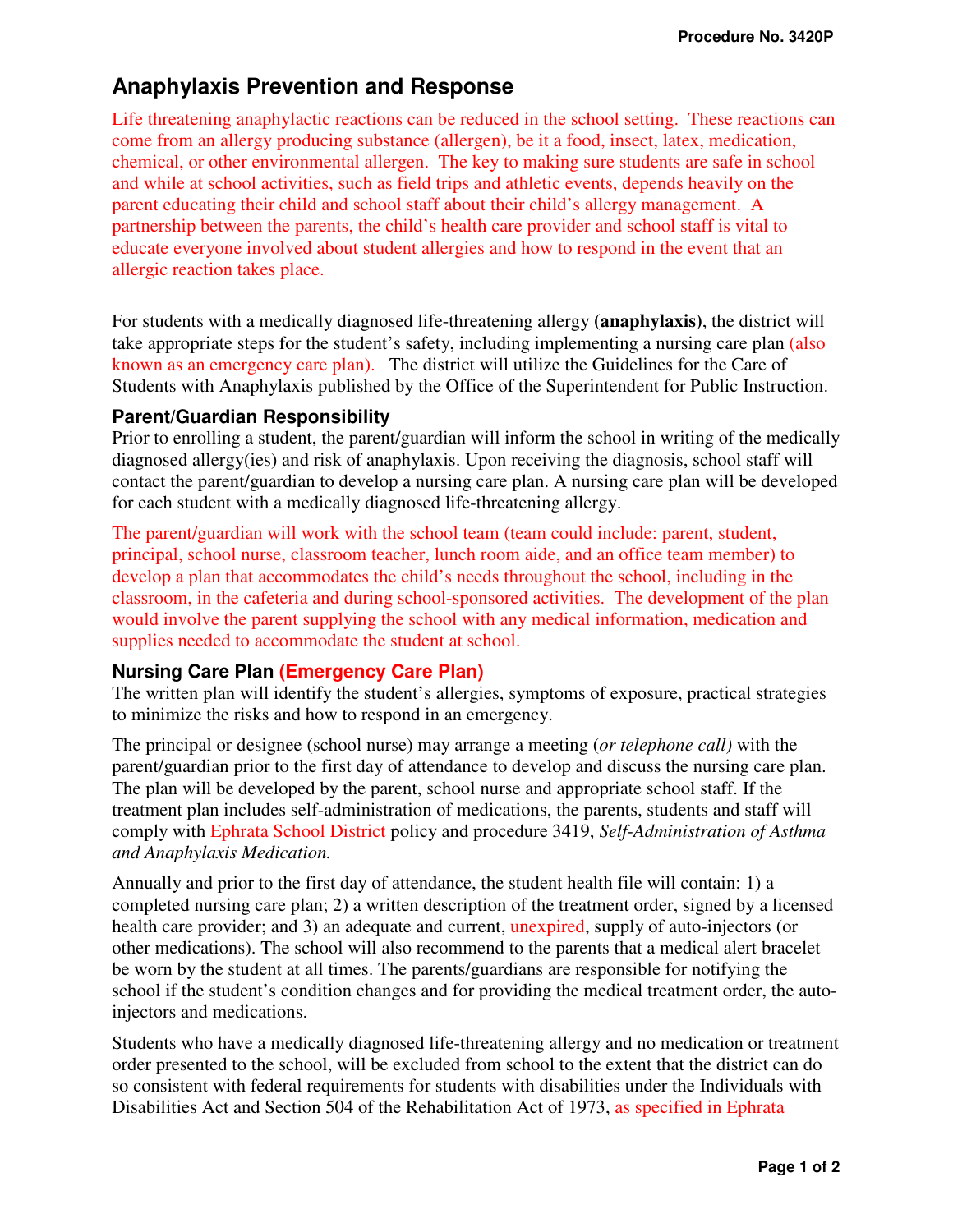# Anaphylaxis Prevention and Response

Life threatening anaphylactic reactions can be reduced in the school setting. These reactions can come from an allergy producing substance (allergen), be it a food, insect, latex, medication, chemical, or other environmental allergen. The key to making sure students are safe in school and while at school activities, such as field trips and athletic events, depends heavily on the parent educating their child and school staff about their child's allergy management. A partnership between the parents, the child's health care provider and school staff is vital to educate everyone involved about student allergies and how to respond in the event that an allergic reaction takes place.

For students with a medically diagnosed life-threatening allergy **(anaphylaxis)**, the district will take appropriate steps for the student's safety, including implementing a nursing care plan (also known as an emergency care plan). The district will utilize the Guidelines for the Care of Students with Anaphylaxis published by the Office of the Superintendent for Public Instruction.

## Parent/Guardian Responsibility

Prior to enrolling a student, the parent/guardian will inform the school in writing of the medically diagnosed allergy(ies) and risk of anaphylaxis. Upon receiving the diagnosis, school staff will contact the parent/guardian to develop a nursing care plan. A nursing care plan will be developed for each student with a medically diagnosed life-threatening allergy.

The parent/guardian will work with the school team (team could include: parent, student, principal, school nurse, classroom teacher, lunch room aide, and an office team member) to develop a plan that accommodates the child's needs throughout the school, including in the classroom, in the cafeteria and during school-sponsored activities. The development of the plan would involve the parent supplying the school with any medical information, medication and supplies needed to accommodate the student at school.

## Nursing Care Plan (Emergency Care Plan)

The written plan will identify the student's allergies, symptoms of exposure, practical strategies to minimize the risks and how to respond in an emergency.

The principal or designee (school nurse) may arrange a meeting (*or telephone call)* with the parent/guardian prior to the first day of attendance to develop and discuss the nursing care plan. The plan will be developed by the parent, school nurse and appropriate school staff. If the treatment plan includes self-administration of medications, the parents, students and staff will comply with Ephrata School District policy and procedure 3419, *Self-Administration of Asthma and Anaphylaxis Medication.*

Annually and prior to the first day of attendance, the student health file will contain: 1) a completed nursing care plan; 2) a written description of the treatment order, signed by a licensed health care provider; and 3) an adequate and current, unexpired, supply of auto-injectors (or other medications). The school will also recommend to the parents that a medical alert bracelet be worn by the student at all times. The parents/guardians are responsible for notifying the school if the student's condition changes and for providing the medical treatment order, the auto-injectors and medications.

Students who have a medically diagnosed life-threatening allergy and no medication or treatment order presented to the school, will be excluded from school to the extent that the district can do so consistent with federal requirements for students with disabilities under the Individuals with Disabilities Act and Section 504 of the Rehabilitation Act of 1973, as specified in Ephrata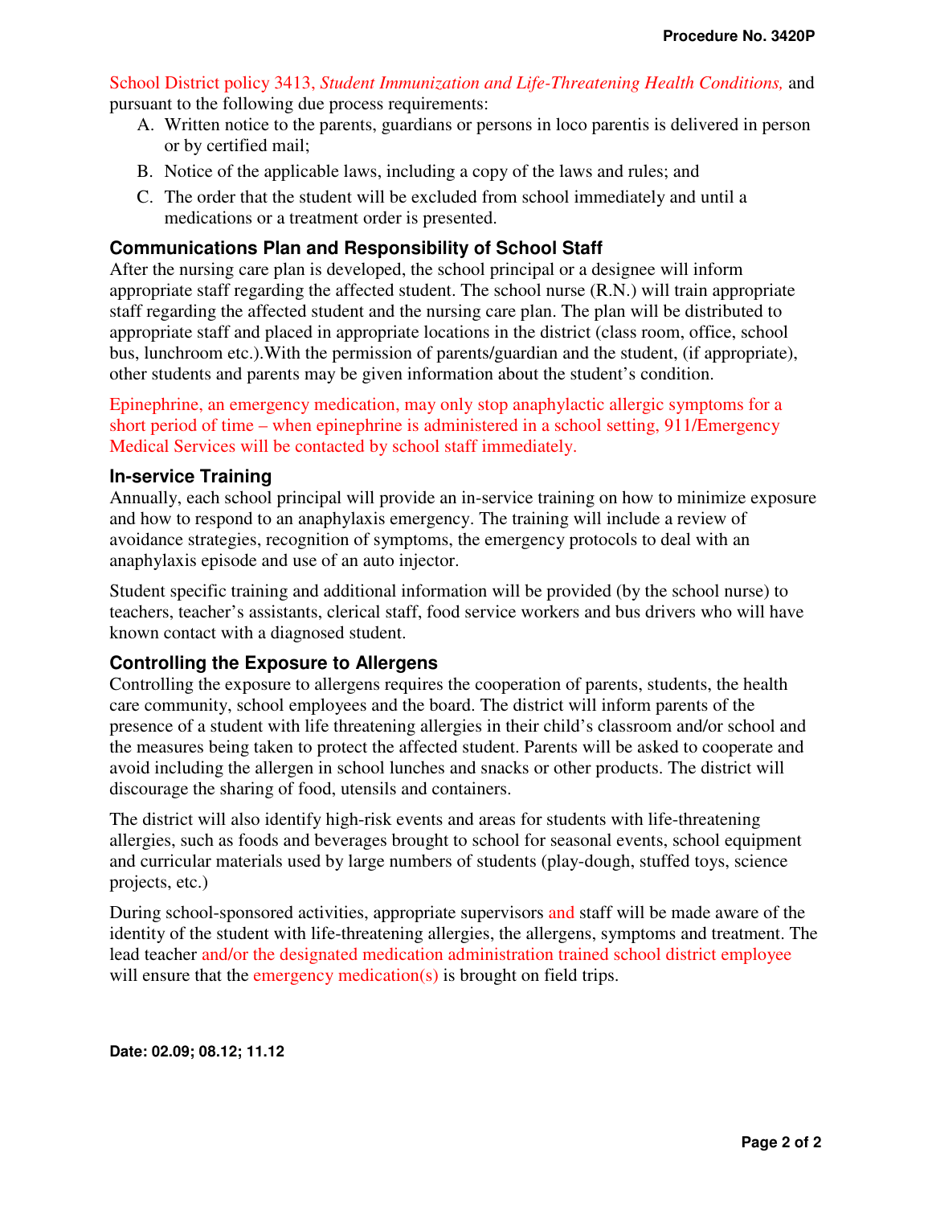School District policy 3413, *Student Immunization and Life-Threatening Health Conditions,* and pursuant to the following due process requirements:

A. Written notice to the parents, guardians or persons in loco parentis is delivered in person or by certified mail;
B. Notice of the applicable laws, including a copy of the laws and rules; and
C. The order that the student will be excluded from school immediately and until a medications or a treatment order is presented.

## Communications Plan and Responsibility of School Staff

After the nursing care plan is developed, the school principal or a designee will inform appropriate staff regarding the affected student. The school nurse (R.N.) will train appropriate staff regarding the affected student and the nursing care plan. The plan will be distributed to appropriate staff and placed in appropriate locations in the district (class room, office, school bus, lunchroom etc.).With the permission of parents/guardian and the student, (if appropriate), other students and parents may be given information about the student's condition.

Epinephrine, an emergency medication, may only stop anaphylactic allergic symptoms for a short period of time – when epinephrine is administered in a school setting, 911/Emergency Medical Services will be contacted by school staff immediately.

## In-service Training

Annually, each school principal will provide an in-service training on how to minimize exposure and how to respond to an anaphylaxis emergency. The training will include a review of avoidance strategies, recognition of symptoms, the emergency protocols to deal with an anaphylaxis episode and use of an auto injector.

Student specific training and additional information will be provided (by the school nurse) to teachers, teacher's assistants, clerical staff, food service workers and bus drivers who will have known contact with a diagnosed student.

## Controlling the Exposure to Allergens

Controlling the exposure to allergens requires the cooperation of parents, students, the health care community, school employees and the board. The district will inform parents of the presence of a student with life threatening allergies in their child's classroom and/or school and the measures being taken to protect the affected student. Parents will be asked to cooperate and avoid including the allergen in school lunches and snacks or other products. The district will discourage the sharing of food, utensils and containers.

The district will also identify high-risk events and areas for students with life-threatening allergies, such as foods and beverages brought to school for seasonal events, school equipment and curricular materials used by large numbers of students (play-dough, stuffed toys, science projects, etc.)

During school-sponsored activities, appropriate supervisors and staff will be made aware of the identity of the student with life-threatening allergies, the allergens, symptoms and treatment. The lead teacher and/or the designated medication administration trained school district employee will ensure that the emergency medication(s) is brought on field trips.

**Date: 02.09; 08.12; 11.12**